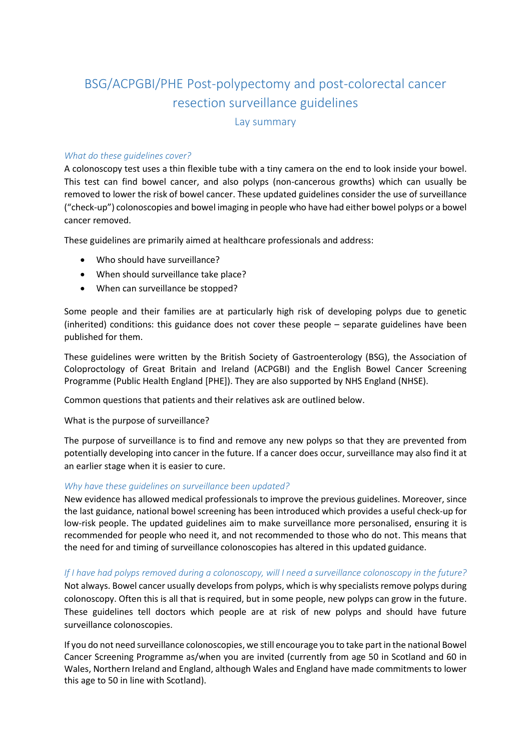# BSG/ACPGBI/PHE Post-polypectomy and post-colorectal cancer resection surveillance guidelines

## Lay summary

### *What do these guidelines cover?*

A colonoscopy test uses a thin flexible tube with a tiny camera on the end to look inside your bowel. This test can find bowel cancer, and also polyps (non-cancerous growths) which can usually be removed to lower the risk of bowel cancer. These updated guidelines consider the use of surveillance ("check-up") colonoscopies and bowel imaging in people who have had either bowel polyps or a bowel cancer removed.

These guidelines are primarily aimed at healthcare professionals and address:

- Who should have surveillance?
- When should surveillance take place?
- When can surveillance be stopped?

Some people and their families are at particularly high risk of developing polyps due to genetic (inherited) conditions: this guidance does not cover these people – separate guidelines have been published for them.

These guidelines were written by the British Society of Gastroenterology (BSG), the Association of Coloproctology of Great Britain and Ireland (ACPGBI) and the English Bowel Cancer Screening Programme (Public Health England [PHE]). They are also supported by NHS England (NHSE).

Common questions that patients and their relatives ask are outlined below.

What is the purpose of surveillance?

The purpose of surveillance is to find and remove any new polyps so that they are prevented from potentially developing into cancer in the future. If a cancer does occur, surveillance may also find it at an earlier stage when it is easier to cure.

### *Why have these guidelines on surveillance been updated?*

New evidence has allowed medical professionals to improve the previous guidelines. Moreover, since the last guidance, national bowel screening has been introduced which provides a useful check-up for low-risk people. The updated guidelines aim to make surveillance more personalised, ensuring it is recommended for people who need it, and not recommended to those who do not. This means that the need for and timing of surveillance colonoscopies has altered in this updated guidance.

### *If I have had polyps removed during a colonoscopy, will I need a surveillance colonoscopy in the future?*

Not always. Bowel cancer usually develops from polyps, which is why specialists remove polyps during colonoscopy. Often this is all that is required, but in some people, new polyps can grow in the future. These guidelines tell doctors which people are at risk of new polyps and should have future surveillance colonoscopies.

If you do not need surveillance colonoscopies, we still encourage you to take part in the national Bowel Cancer Screening Programme as/when you are invited (currently from age 50 in Scotland and 60 in Wales, Northern Ireland and England, although Wales and England have made commitments to lower this age to 50 in line with Scotland).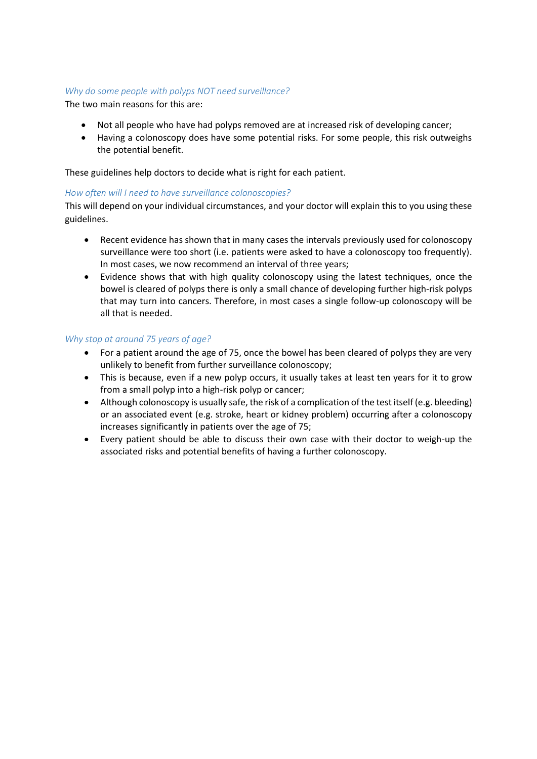*Why do some people with polyps NOT need surveillance?*

The two main reasons for this are:

- Not all people who have had polyps removed are at increased risk of developing cancer;
- Having a colonoscopy does have some potential risks. For some people, this risk outweighs the potential benefit.

These guidelines help doctors to decide what is right for each patient.

*How often will I need to have surveillance colonoscopies?*

This will depend on your individual circumstances, and your doctor will explain this to you using these guidelines.

- Recent evidence has shown that in many cases the intervals previously used for colonoscopy surveillance were too short (i.e. patients were asked to have a colonoscopy too frequently). In most cases, we now recommend an interval of three years;
- Evidence shows that with high quality colonoscopy using the latest techniques, once the bowel is cleared of polyps there is only a small chance of developing further high-risk polyps that may turn into cancers. Therefore, in most cases a single follow-up colonoscopy will be all that is needed.

*Why stop at around 75 years of age?*

- For a patient around the age of 75, once the bowel has been cleared of polyps they are very unlikely to benefit from further surveillance colonoscopy;
- This is because, even if a new polyp occurs, it usually takes at least ten years for it to grow from a small polyp into a high-risk polyp or cancer;
- Although colonoscopy is usually safe, the risk of a complication of the test itself (e.g. bleeding) or an associated event (e.g. stroke, heart or kidney problem) occurring after a colonoscopy increases significantly in patients over the age of 75;
- Every patient should be able to discuss their own case with their doctor to weigh-up the associated risks and potential benefits of having a further colonoscopy.